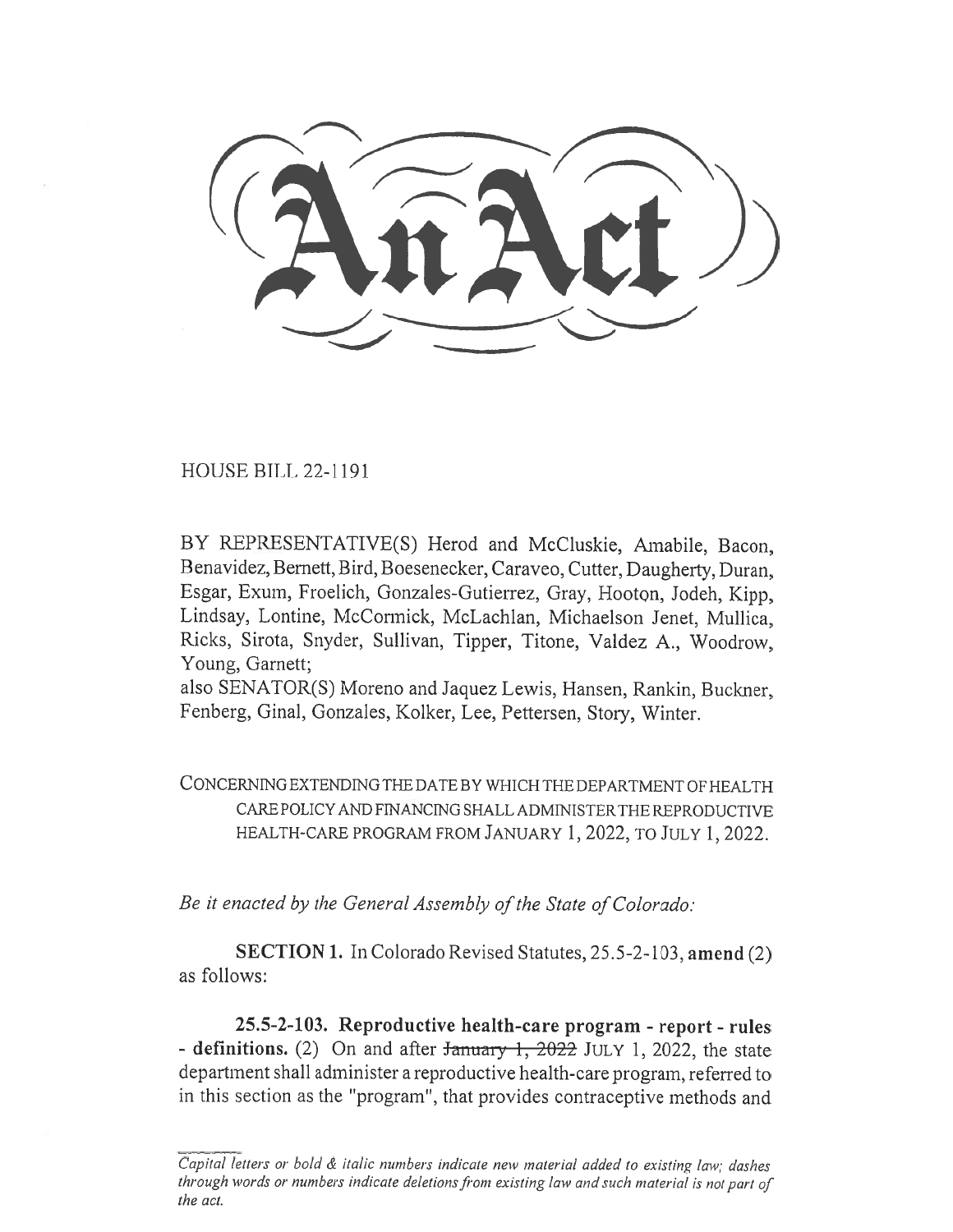# An Act

HOUSE BILL 22-1191

BY REPRESENTATIVE(S) Herod and McCluskie, Amabile, Bacon, Benavidez, Bernett, Bird, Boesenecker, Caraveo, Cutter, Daugherty, Duran, Esgar, Exum, Froelich, Gonzales-Gutierrez, Gray, Hooton, Jodeh, Kipp, Lindsay, Lontine, McCormick, McLachlan, Michaelson Jenet, Mullica, Ricks, Sirota, Snyder, Sullivan, Tipper, Titone, Valdez A., Woodrow, Young, Garnett;
also SENATOR(S) Moreno and Jaquez Lewis, Hansen, Rankin, Buckner, Fenberg, Ginal, Gonzales, Kolker, Lee, Pettersen, Story, Winter.

CONCERNING EXTENDING THE DATE BY WHICH THE DEPARTMENT OF HEALTH CARE POLICY AND FINANCING SHALL ADMINISTER THE REPRODUCTIVE HEALTH-CARE PROGRAM FROM JANUARY 1, 2022, TO JULY 1, 2022.

*Be it enacted by the General Assembly of the State of Colorado:*

**SECTION 1.** In Colorado Revised Statutes, 25.5-2-103, **amend** (2) as follows:

**25.5-2-103. Reproductive health-care program - report - rules - definitions.** (2) On and after ~~January 1, 2022~~ JULY 1, 2022, the state department shall administer a reproductive health-care program, referred to in this section as the "program", that provides contraceptive methods and

---

*Capital letters or bold & italic numbers indicate new material added to existing law; dashes through words or numbers indicate deletions from existing law and such material is not part of the act.*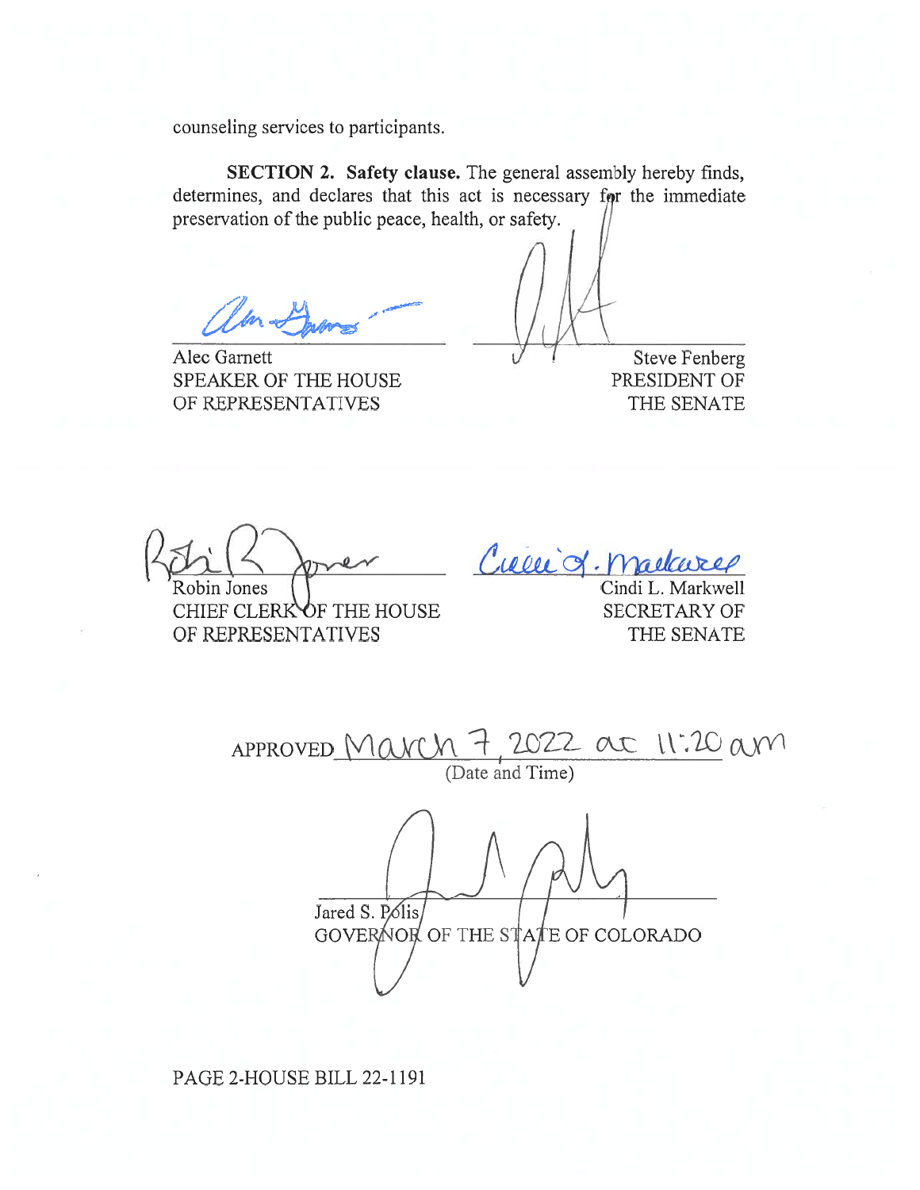counseling services to participants.

**SECTION 2. Safety clause.** The general assembly hereby finds, determines, and declares that this act is necessary for the immediate preservation of the public peace, health, or safety.

Alec Garnett
SPEAKER OF THE HOUSE
OF REPRESENTATIVES

Steve Fenberg
PRESIDENT OF
THE SENATE

Robin Jones
CHIEF CLERK OF THE HOUSE
OF REPRESENTATIVES

Cindi L. Markwell
SECRETARY OF
THE SENATE

APPROVED March 7, 2022 at 11:20 am
(Date and Time)

Jared S. Polis
GOVERNOR OF THE STATE OF COLORADO

PAGE 2-HOUSE BILL 22-1191